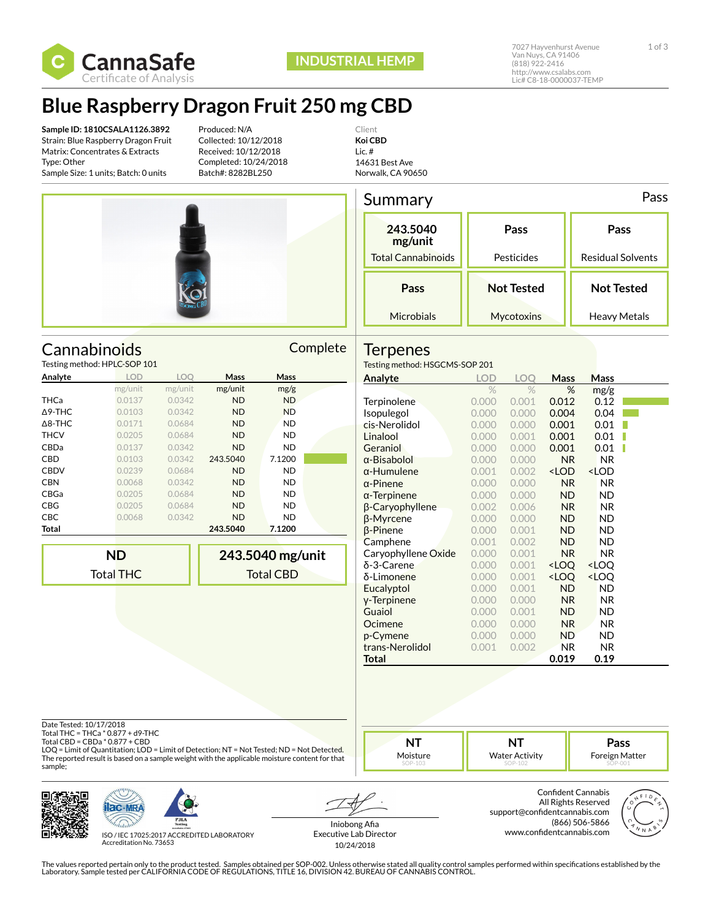CannaSafe
Certificate of Analysis

INDUSTRIAL HEMP

7027 Hayvenhurst Avenue
Van Nuys, CA 91406
(818) 922-2416
http://www.csalabs.com
Lic# C8-18-0000037-TEMP

# Blue Raspberry Dragon Fruit 250 mg CBD

**Sample ID: 1810CSALA1126.3892**
Strain: Blue Raspberry Dragon Fruit
Matrix: Concentrates & Extracts
Type: Other
Sample Size: 1 units; Batch: 0 units

Produced: N/A
Collected: 10/12/2018
Received: 10/12/2018
Completed: 10/24/2018
Batch#: 8282BL250

Client
**Koi CBD**
Lic. #
14631 Best Ave
Norwalk, CA 90650

## Summary

Pass

| 243.5040 mg/unit | Pass | Pass |
|---|---|---|
| Total Cannabinoids | Pesticides | Residual Solvents |
| **Pass** | **Not Tested** | **Not Tested** |
| Microbials | Mycotoxins | Heavy Metals |

## Cannabinoids

Complete

Testing method: HPLC-SOP 101

| Analyte | LOD | LOQ | Mass | Mass |
|---|---|---|---|---|
| | mg/unit | mg/unit | mg/unit | mg/g |
| THCa | 0.0137 | 0.0342 | ND | ND |
| Δ9-THC | 0.0103 | 0.0342 | ND | ND |
| Δ8-THC | 0.0171 | 0.0684 | ND | ND |
| THCV | 0.0205 | 0.0684 | ND | ND |
| CBDa | 0.0137 | 0.0342 | ND | ND |
| CBD | 0.0103 | 0.0342 | 243.5040 | 7.1200 |
| CBDV | 0.0239 | 0.0684 | ND | ND |
| CBN | 0.0068 | 0.0342 | ND | ND |
| CBGa | 0.0205 | 0.0684 | ND | ND |
| CBG | 0.0205 | 0.0684 | ND | ND |
| CBC | 0.0068 | 0.0342 | ND | ND |
| **Total** | | | **243.5040** | **7.1200** |

| ND | 243.5040 mg/unit |
|---|---|
| Total THC | Total CBD |

## Terpenes

Testing method: HSGCMS-SOP 201

| Analyte | LOD | LOQ | Mass | Mass |
|---|---|---|---|---|
| | % | % | % | mg/g |
| Terpinolene | 0.000 | 0.001 | 0.012 | 0.12 |
| Isopulegol | 0.000 | 0.000 | 0.004 | 0.04 |
| cis-Nerolidol | 0.000 | 0.000 | 0.001 | 0.01 |
| Linalool | 0.000 | 0.001 | 0.001 | 0.01 |
| Geraniol | 0.000 | 0.001 | 0.001 | 0.01 |
| α-Bisabolol | 0.000 | 0.000 | NR | NR |
| α-Humulene | 0.001 | 0.002 | <LOD | <LOD |
| α-Pinene | 0.000 | 0.000 | NR | NR |
| α-Terpinene | 0.000 | 0.000 | ND | ND |
| β-Caryophyllene | 0.002 | 0.006 | NR | NR |
| β-Myrcene | 0.000 | 0.000 | ND | ND |
| β-Pinene | 0.000 | 0.001 | ND | ND |
| Camphene | 0.001 | 0.002 | ND | ND |
| Caryophyllene Oxide | 0.000 | 0.001 | NR | NR |
| δ-3-Carene | 0.000 | 0.001 | <LOQ | <LOQ |
| δ-Limonene | 0.000 | 0.001 | <LOQ | <LOQ |
| Eucalyptol | 0.000 | 0.001 | ND | ND |
| γ-Terpinene | 0.000 | 0.000 | NR | NR |
| Guaiol | 0.000 | 0.001 | ND | ND |
| Ocimene | 0.000 | 0.000 | NR | NR |
| p-Cymene | 0.000 | 0.000 | ND | ND |
| trans-Nerolidol | 0.001 | 0.002 | NR | NR |
| **Total** | | | **0.019** | **0.19** |

Date Tested: 10/17/2018
Total THC = THCa * 0.877 + d9-THC
Total CBD = CBDa * 0.877 + CBD
LOQ = Limit of Quantitation; LOD = Limit of Detection; NT = Not Tested; ND = Not Detected.
The reported result is based on a sample weight with the applicable moisture content for that sample;

| NT | NT | Pass |
|---|---|---|
| Moisture (SOP-103) | Water Activity (SOP-102) | Foreign Matter (SOP-001) |

ISO / IEC 17025:2017 ACCREDITED LABORATORY
Accreditation No. 73653

Iniobong Afia
Executive Lab Director
10/24/2018

Confident Cannabis
All Rights Reserved
support@confidentcannabis.com
(866) 506-5866
www.confidentcannabis.com

The values reported pertain only to the product tested. Samples obtained per SOP-002. Unless otherwise stated all quality control samples performed within specifications established by the Laboratory. Sample tested per CALIFORNIA CODE OF REGULATIONS, TITLE 16, DIVISION 42. BUREAU OF CANNABIS CONTROL.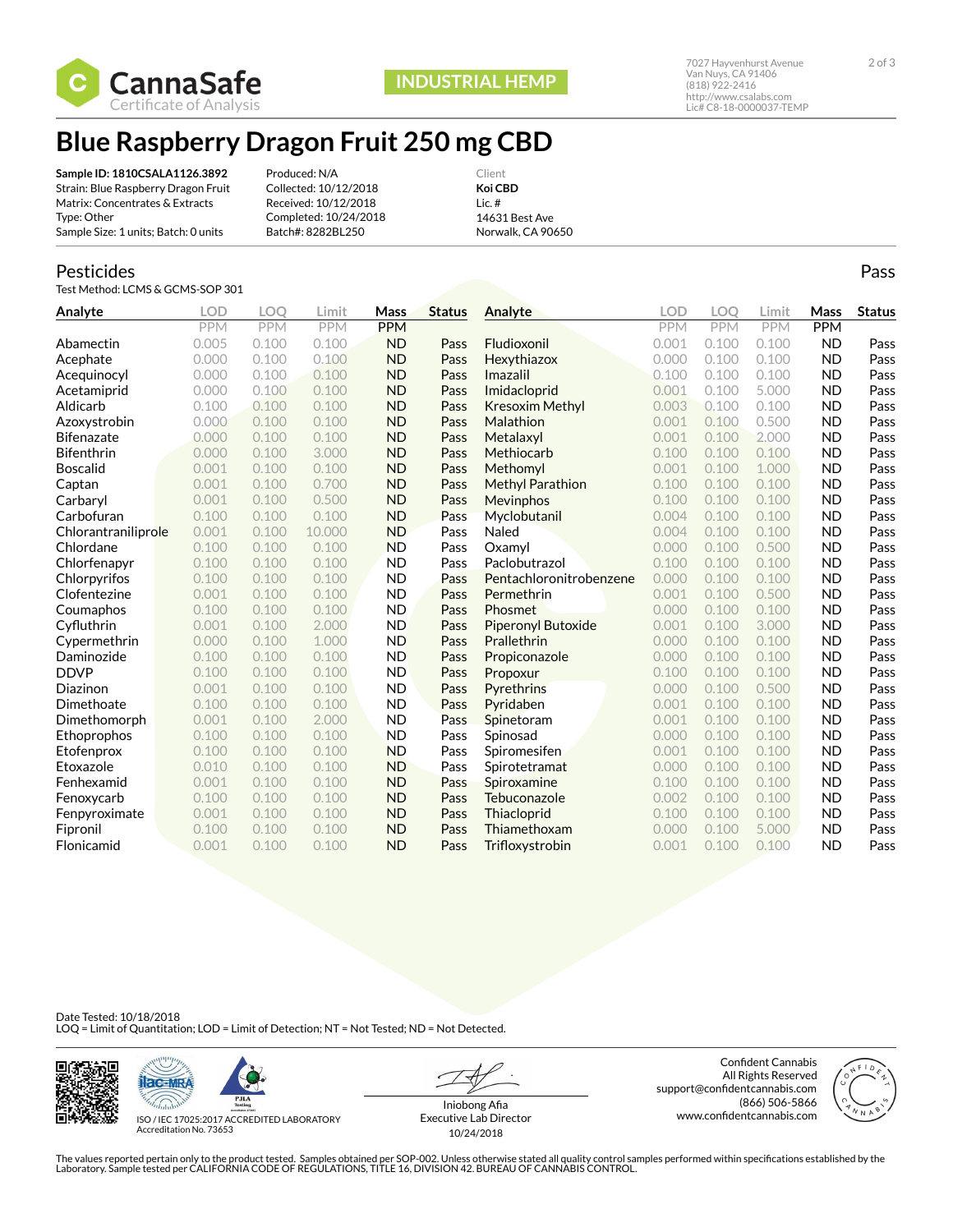CannaSafe
Certificate of Analysis

INDUSTRIAL HEMP

7027 Hayvenhurst Avenue
Van Nuys, CA 91406
(818) 922-2416
http://www.csalabs.com
Lic# C8-18-0000037-TEMP

# Blue Raspberry Dragon Fruit 250 mg CBD

**Sample ID: 1810CSALA1126.3892**
Strain: Blue Raspberry Dragon Fruit
Matrix: Concentrates & Extracts
Type: Other
Sample Size: 1 units; Batch: 0 units

Produced: N/A
Collected: 10/12/2018
Received: 10/12/2018
Completed: 10/24/2018
Batch#: 8282BL250

Client
**Koi CBD**
Lic. #
14631 Best Ave
Norwalk, CA 90650

## Pesticides

Pass

Test Method: LCMS & GCMS-SOP 301

| Analyte | LOD PPM | LOQ PPM | Limit PPM | Mass PPM | Status |
|---|---|---|---|---|---|
| Abamectin | 0.005 | 0.100 | 0.100 | ND | Pass |
| Acephate | 0.000 | 0.100 | 0.100 | ND | Pass |
| Acequinocyl | 0.000 | 0.100 | 0.100 | ND | Pass |
| Acetamiprid | 0.000 | 0.100 | 0.100 | ND | Pass |
| Aldicarb | 0.100 | 0.100 | 0.100 | ND | Pass |
| Azoxystrobin | 0.000 | 0.100 | 0.100 | ND | Pass |
| Bifenazate | 0.000 | 0.100 | 0.100 | ND | Pass |
| Bifenthrin | 0.000 | 0.100 | 3.000 | ND | Pass |
| Boscalid | 0.001 | 0.100 | 0.100 | ND | Pass |
| Captan | 0.001 | 0.100 | 0.700 | ND | Pass |
| Carbaryl | 0.001 | 0.100 | 0.500 | ND | Pass |
| Carbofuran | 0.100 | 0.100 | 0.100 | ND | Pass |
| Chlorantraniliprole | 0.001 | 0.100 | 10.000 | ND | Pass |
| Chlordane | 0.100 | 0.100 | 0.100 | ND | Pass |
| Chlorfenapyr | 0.100 | 0.100 | 0.100 | ND | Pass |
| Chlorpyrifos | 0.100 | 0.100 | 0.100 | ND | Pass |
| Clofentezine | 0.001 | 0.100 | 0.100 | ND | Pass |
| Coumaphos | 0.100 | 0.100 | 0.100 | ND | Pass |
| Cyfluthrin | 0.001 | 0.100 | 2.000 | ND | Pass |
| Cypermethrin | 0.000 | 0.100 | 1.000 | ND | Pass |
| Daminozide | 0.100 | 0.100 | 0.100 | ND | Pass |
| DDVP | 0.100 | 0.100 | 0.100 | ND | Pass |
| Diazinon | 0.001 | 0.100 | 0.100 | ND | Pass |
| Dimethoate | 0.100 | 0.100 | 0.100 | ND | Pass |
| Dimethomorph | 0.001 | 0.100 | 2.000 | ND | Pass |
| Ethoprophos | 0.100 | 0.100 | 0.100 | ND | Pass |
| Etofenprox | 0.100 | 0.100 | 0.100 | ND | Pass |
| Etoxazole | 0.010 | 0.100 | 0.100 | ND | Pass |
| Fenhexamid | 0.001 | 0.100 | 0.100 | ND | Pass |
| Fenoxycarb | 0.100 | 0.100 | 0.100 | ND | Pass |
| Fenpyroximate | 0.001 | 0.100 | 0.100 | ND | Pass |
| Fipronil | 0.100 | 0.100 | 0.100 | ND | Pass |
| Flonicamid | 0.001 | 0.100 | 0.100 | ND | Pass |
| Fludioxonil | 0.001 | 0.100 | 0.100 | ND | Pass |
| Hexythiazox | 0.000 | 0.100 | 0.100 | ND | Pass |
| Imazalil | 0.100 | 0.100 | 0.100 | ND | Pass |
| Imidacloprid | 0.001 | 0.100 | 5.000 | ND | Pass |
| Kresoxim Methyl | 0.003 | 0.100 | 0.100 | ND | Pass |
| Malathion | 0.001 | 0.100 | 0.500 | ND | Pass |
| Metalaxyl | 0.001 | 0.100 | 2.000 | ND | Pass |
| Methiocarb | 0.100 | 0.100 | 0.100 | ND | Pass |
| Methomyl | 0.001 | 0.100 | 1.000 | ND | Pass |
| Methyl Parathion | 0.100 | 0.100 | 0.100 | ND | Pass |
| Mevinphos | 0.100 | 0.100 | 0.100 | ND | Pass |
| Myclobutanil | 0.004 | 0.100 | 0.100 | ND | Pass |
| Naled | 0.004 | 0.100 | 0.100 | ND | Pass |
| Oxamyl | 0.000 | 0.100 | 0.500 | ND | Pass |
| Paclobutrazol | 0.100 | 0.100 | 0.100 | ND | Pass |
| Pentachloronitrobenzene | 0.000 | 0.100 | 0.100 | ND | Pass |
| Permethrin | 0.001 | 0.100 | 0.500 | ND | Pass |
| Phosmet | 0.000 | 0.100 | 0.100 | ND | Pass |
| Piperonyl Butoxide | 0.001 | 0.100 | 3.000 | ND | Pass |
| Prallethrin | 0.000 | 0.100 | 0.100 | ND | Pass |
| Propiconazole | 0.000 | 0.100 | 0.100 | ND | Pass |
| Propoxur | 0.100 | 0.100 | 0.100 | ND | Pass |
| Pyrethrins | 0.000 | 0.100 | 0.500 | ND | Pass |
| Pyridaben | 0.001 | 0.100 | 0.100 | ND | Pass |
| Spinetoram | 0.001 | 0.100 | 0.100 | ND | Pass |
| Spinosad | 0.000 | 0.100 | 0.100 | ND | Pass |
| Spiromesifen | 0.001 | 0.100 | 0.100 | ND | Pass |
| Spirotetramat | 0.000 | 0.100 | 0.100 | ND | Pass |
| Spiroxamine | 0.100 | 0.100 | 0.100 | ND | Pass |
| Tebuconazole | 0.002 | 0.100 | 0.100 | ND | Pass |
| Thiacloprid | 0.100 | 0.100 | 0.100 | ND | Pass |
| Thiamethoxam | 0.000 | 0.100 | 5.000 | ND | Pass |
| Trifloxystrobin | 0.001 | 0.100 | 0.100 | ND | Pass |

Date Tested: 10/18/2018
LOQ = Limit of Quantitation; LOD = Limit of Detection; NT = Not Tested; ND = Not Detected.

ISO / IEC 17025:2017 ACCREDITED LABORATORY
Accreditation No. 73653

Iniobong Afia
Executive Lab Director
10/24/2018

Confident Cannabis
All Rights Reserved
support@confidentcannabis.com
(866) 506-5866
www.confidentcannabis.com

The values reported pertain only to the product tested. Samples obtained per SOP-002. Unless otherwise stated all quality control samples performed within specifications established by the Laboratory. Sample tested per CALIFORNIA CODE OF REGULATIONS, TITLE 16, DIVISION 42. BUREAU OF CANNABIS CONTROL.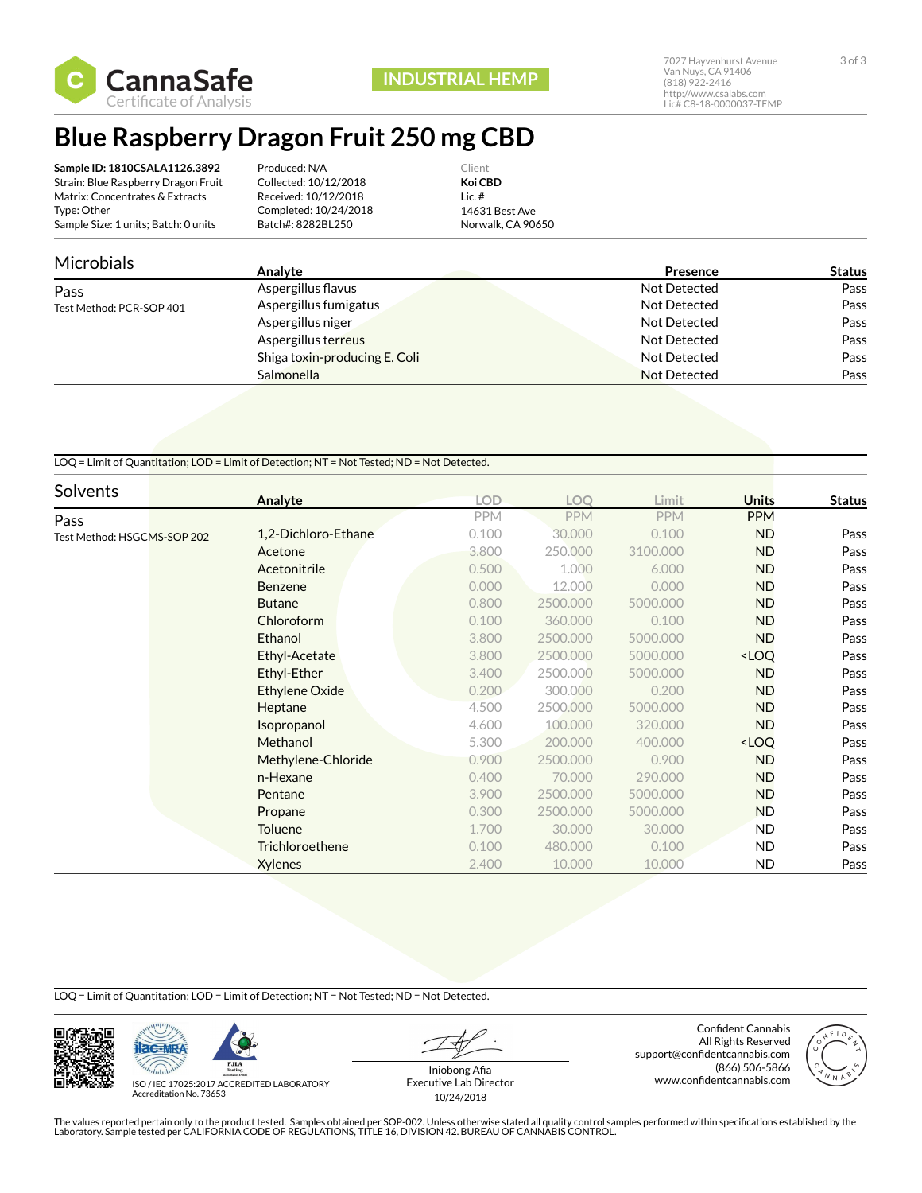CannaSafe
Certificate of Analysis

**INDUSTRIAL HEMP**

7027 Hayvenhurst Avenue
Van Nuys, CA 91406
(818) 922-2416
http://www.csalabs.com
Lic# C8-18-0000037-TEMP

# Blue Raspberry Dragon Fruit 250 mg CBD

**Sample ID: 1810CSALA1126.3892**
Strain: Blue Raspberry Dragon Fruit
Matrix: Concentrates & Extracts
Type: Other
Sample Size: 1 units; Batch: 0 units

Produced: N/A
Collected: 10/12/2018
Received: 10/12/2018
Completed: 10/24/2018
Batch#: 8282BL250

Client
**Koi CBD**
Lic. #
14631 Best Ave
Norwalk, CA 90650

## Microbials

Pass
Test Method: PCR-SOP 401

| Analyte | Presence | Status |
|---|---|---|
| Aspergillus flavus | Not Detected | Pass |
| Aspergillus fumigatus | Not Detected | Pass |
| Aspergillus niger | Not Detected | Pass |
| Aspergillus terreus | Not Detected | Pass |
| Shiga toxin-producing E. Coli | Not Detected | Pass |
| Salmonella | Not Detected | Pass |

LOQ = Limit of Quantitation; LOD = Limit of Detection; NT = Not Tested; ND = Not Detected.

## Solvents

Pass
Test Method: HSGCMS-SOP 202

| Analyte | LOD | LOQ | Limit | Units | Status |
|---|---|---|---|---|---|
| | PPM | PPM | PPM | PPM | |
| 1,2-Dichloro-Ethane | 0.100 | 30.000 | 0.100 | ND | Pass |
| Acetone | 3.800 | 250.000 | 3100.000 | ND | Pass |
| Acetonitrile | 0.500 | 1.000 | 6.000 | ND | Pass |
| Benzene | 0.000 | 12.000 | 0.000 | ND | Pass |
| Butane | 0.800 | 2500.000 | 5000.000 | ND | Pass |
| Chloroform | 0.100 | 360.000 | 0.100 | ND | Pass |
| Ethanol | 3.800 | 2500.000 | 5000.000 | ND | Pass |
| Ethyl-Acetate | 3.800 | 2500.000 | 5000.000 | <LOQ | Pass |
| Ethyl-Ether | 3.400 | 2500.000 | 5000.000 | ND | Pass |
| Ethylene Oxide | 0.200 | 300.000 | 0.200 | ND | Pass |
| Heptane | 4.500 | 2500.000 | 5000.000 | ND | Pass |
| Isopropanol | 4.600 | 100.000 | 320.000 | ND | Pass |
| Methanol | 5.300 | 200.000 | 400.000 | <LOQ | Pass |
| Methylene-Chloride | 0.900 | 2500.000 | 0.900 | ND | Pass |
| n-Hexane | 0.400 | 70.000 | 290.000 | ND | Pass |
| Pentane | 3.900 | 2500.000 | 5000.000 | ND | Pass |
| Propane | 0.300 | 2500.000 | 5000.000 | ND | Pass |
| Toluene | 1.700 | 30.000 | 30.000 | ND | Pass |
| Trichloroethene | 0.100 | 480.000 | 0.100 | ND | Pass |
| Xylenes | 2.400 | 10.000 | 10.000 | ND | Pass |

LOQ = Limit of Quantitation; LOD = Limit of Detection; NT = Not Tested; ND = Not Detected.

ISO / IEC 17025:2017 ACCREDITED LABORATORY
Accreditation No. 73653

Iniobong Afia
Executive Lab Director
10/24/2018

Confident Cannabis
All Rights Reserved
support@confidentcannabis.com
(866) 506-5866
www.confidentcannabis.com

The values reported pertain only to the product tested. Samples obtained per SOP-002. Unless otherwise stated all quality control samples performed within specifications established by the Laboratory. Sample tested per CALIFORNIA CODE OF REGULATIONS, TITLE 16, DIVISION 42. BUREAU OF CANNABIS CONTROL.